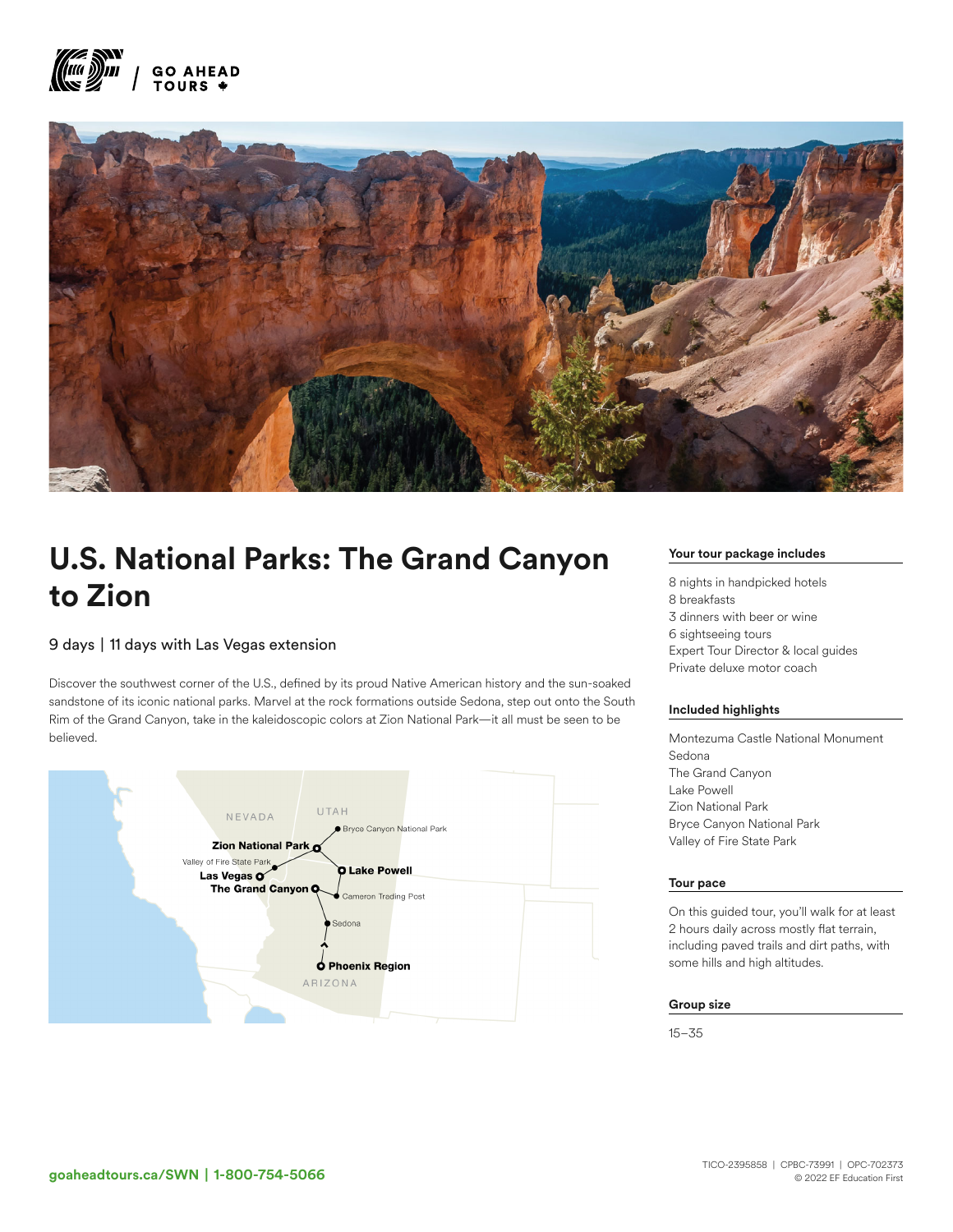# U.S. National Parks: The Grand Canyon to Zion

9 days | 11 days with Las Vegas extension

Discover the southwest corner of the U.S., defined by its proud Native American history and the sun-soaked sandstone of its iconic national parks. Marvel at the rock formations outside Sedona, step out onto the South Rim of the Grand Canyon, take in the kaleidoscopic colors at Zion National Park—it all must be seen to be believed.

### Your tour package includes

8 nights in handpicked hotels
8 breakfasts
3 dinners with beer or wine
6 sightseeing tours
Expert Tour Director & local guides
Private deluxe motor coach

### Included highlights

Montezuma Castle National Monument
Sedona
The Grand Canyon
Lake Powell
Zion National Park
Bryce Canyon National Park
Valley of Fire State Park

### Tour pace

On this guided tour, you'll walk for at least 2 hours daily across mostly flat terrain, including paved trails and dirt paths, with some hills and high altitudes.

### Group size

15–35

goaheadtours.ca/SWN | 1-800-754-5066

TICO-2395858 | CPBC-73991 | OPC-702373
© 2022 EF Education First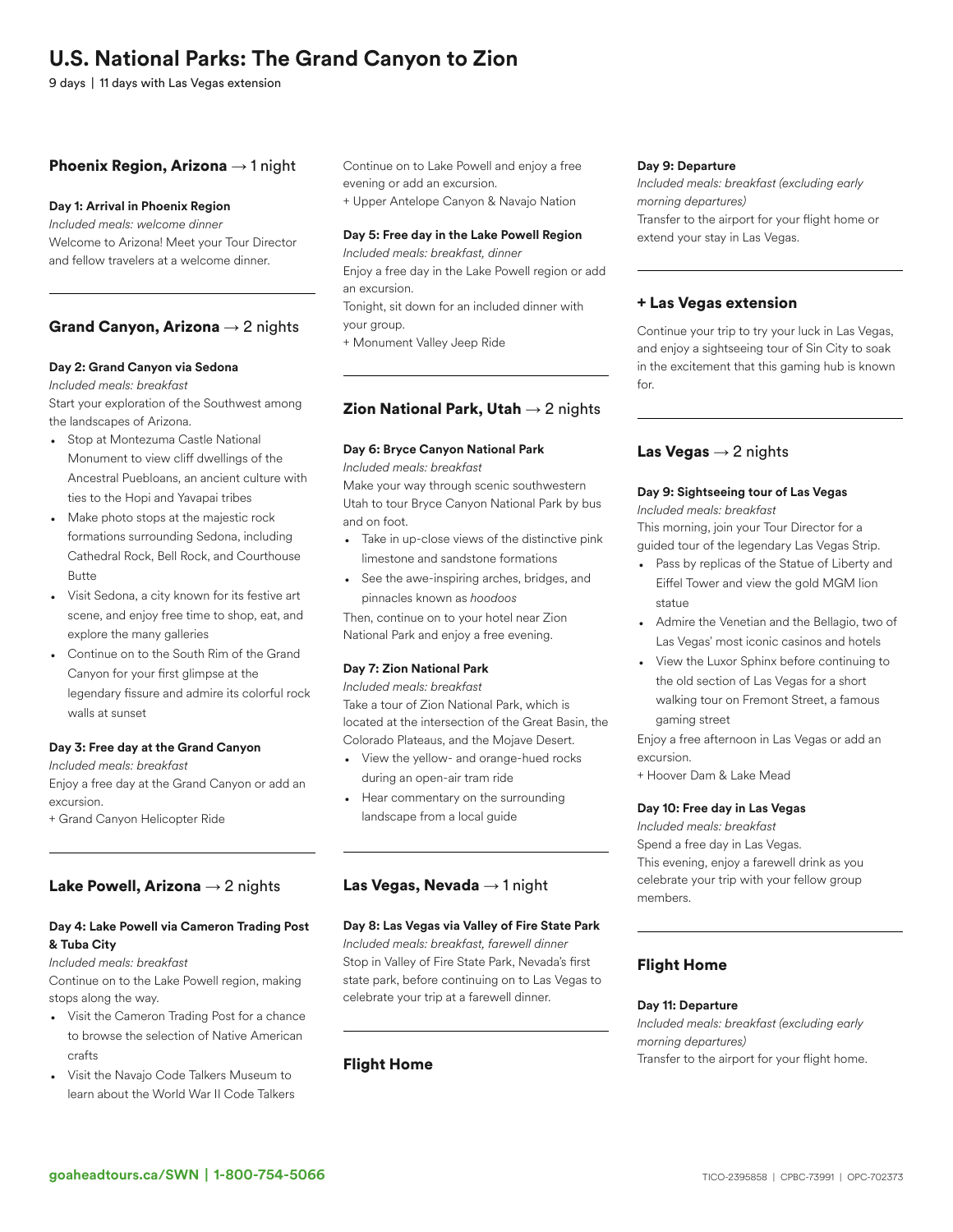# U.S. National Parks: The Grand Canyon to Zion

9 days | 11 days with Las Vegas extension

## Phoenix Region, Arizona → 1 night

**Day 1: Arrival in Phoenix Region**

*Included meals: welcome dinner*

Welcome to Arizona! Meet your Tour Director and fellow travelers at a welcome dinner.

## Grand Canyon, Arizona → 2 nights

**Day 2: Grand Canyon via Sedona**

*Included meals: breakfast*

Start your exploration of the Southwest among the landscapes of Arizona.

- Stop at Montezuma Castle National Monument to view cliff dwellings of the Ancestral Puebloans, an ancient culture with ties to the Hopi and Yavapai tribes
- Make photo stops at the majestic rock formations surrounding Sedona, including Cathedral Rock, Bell Rock, and Courthouse Butte
- Visit Sedona, a city known for its festive art scene, and enjoy free time to shop, eat, and explore the many galleries
- Continue on to the South Rim of the Grand Canyon for your first glimpse at the legendary fissure and admire its colorful rock walls at sunset

**Day 3: Free day at the Grand Canyon**

*Included meals: breakfast*

Enjoy a free day at the Grand Canyon or add an excursion.

+ Grand Canyon Helicopter Ride

## Lake Powell, Arizona → 2 nights

**Day 4: Lake Powell via Cameron Trading Post & Tuba City**

*Included meals: breakfast*

Continue on to the Lake Powell region, making stops along the way.

- Visit the Cameron Trading Post for a chance to browse the selection of Native American crafts
- Visit the Navajo Code Talkers Museum to learn about the World War II Code Talkers

Continue on to Lake Powell and enjoy a free evening or add an excursion.

+ Upper Antelope Canyon & Navajo Nation

**Day 5: Free day in the Lake Powell Region**

*Included meals: breakfast, dinner*

Enjoy a free day in the Lake Powell region or add an excursion.

Tonight, sit down for an included dinner with your group.

+ Monument Valley Jeep Ride

## Zion National Park, Utah → 2 nights

**Day 6: Bryce Canyon National Park**

*Included meals: breakfast*

Make your way through scenic southwestern Utah to tour Bryce Canyon National Park by bus and on foot.

- Take in up-close views of the distinctive pink limestone and sandstone formations
- See the awe-inspiring arches, bridges, and pinnacles known as *hoodoos*

Then, continue on to your hotel near Zion National Park and enjoy a free evening.

**Day 7: Zion National Park**

*Included meals: breakfast*

Take a tour of Zion National Park, which is located at the intersection of the Great Basin, the Colorado Plateaus, and the Mojave Desert.

- View the yellow- and orange-hued rocks during an open-air tram ride
- Hear commentary on the surrounding landscape from a local guide

## Las Vegas, Nevada → 1 night

**Day 8: Las Vegas via Valley of Fire State Park**

*Included meals: breakfast, farewell dinner*

Stop in Valley of Fire State Park, Nevada's first state park, before continuing on to Las Vegas to celebrate your trip at a farewell dinner.

## Flight Home

**Day 9: Departure**

*Included meals: breakfast (excluding early morning departures)*

Transfer to the airport for your flight home or extend your stay in Las Vegas.

## + Las Vegas extension

Continue your trip to try your luck in Las Vegas, and enjoy a sightseeing tour of Sin City to soak in the excitement that this gaming hub is known for.

## Las Vegas → 2 nights

**Day 9: Sightseeing tour of Las Vegas**

*Included meals: breakfast*

This morning, join your Tour Director for a guided tour of the legendary Las Vegas Strip.

- Pass by replicas of the Statue of Liberty and Eiffel Tower and view the gold MGM lion statue
- Admire the Venetian and the Bellagio, two of Las Vegas' most iconic casinos and hotels
- View the Luxor Sphinx before continuing to the old section of Las Vegas for a short walking tour on Fremont Street, a famous gaming street

Enjoy a free afternoon in Las Vegas or add an excursion.

+ Hoover Dam & Lake Mead

**Day 10: Free day in Las Vegas**

*Included meals: breakfast*

Spend a free day in Las Vegas.

This evening, enjoy a farewell drink as you celebrate your trip with your fellow group members.

## Flight Home

**Day 11: Departure**

*Included meals: breakfast (excluding early morning departures)*

Transfer to the airport for your flight home.

goaheadtours.ca/SWN | 1-800-754-5066

TICO-2395858 | CPBC-73991 | OPC-702373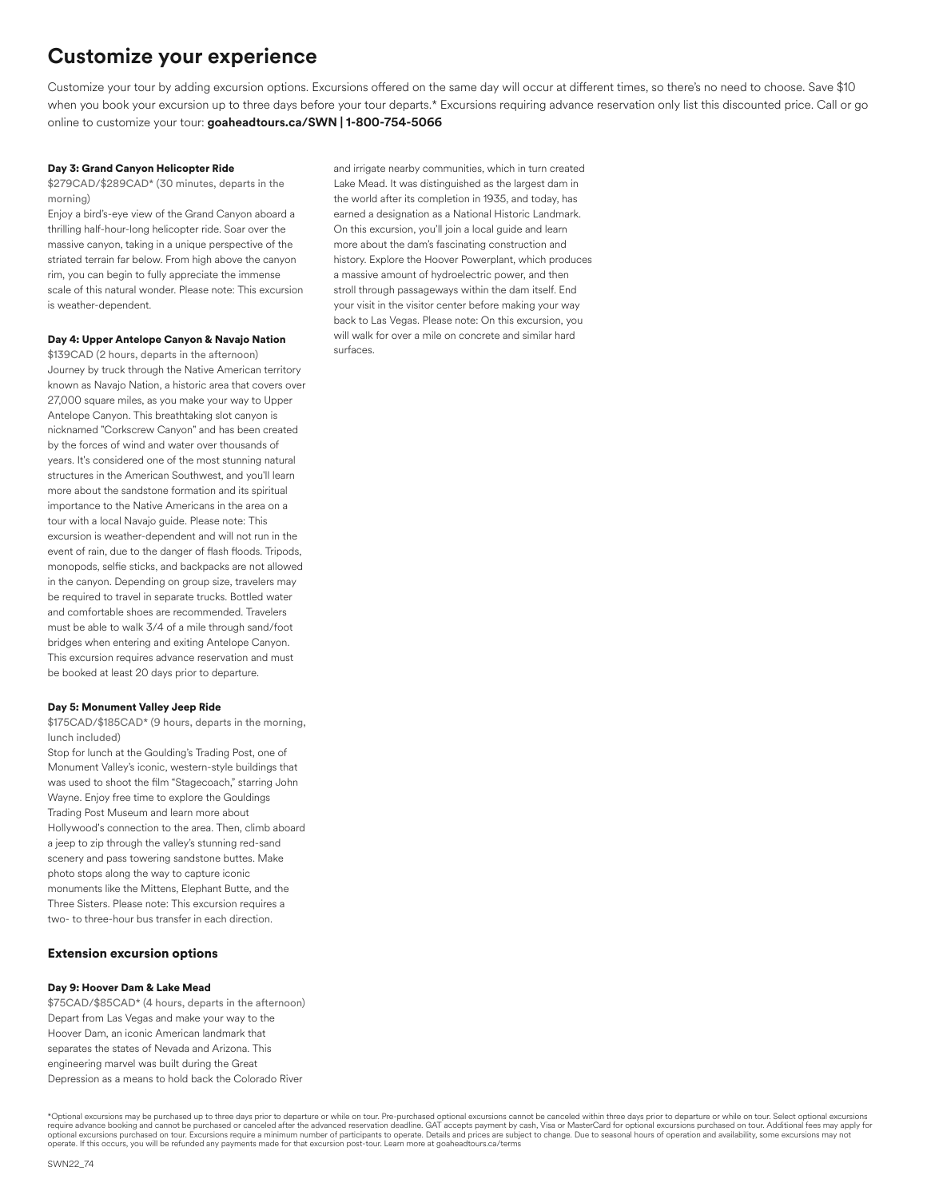# Customize your experience

Customize your tour by adding excursion options. Excursions offered on the same day will occur at different times, so there's no need to choose. Save $10 when you book your excursion up to three days before your tour departs.* Excursions requiring advance reservation only list this discounted price. Call or go online to customize your tour: **goaheadtours.ca/SWN | 1-800-754-5066**

#### Day 3: Grand Canyon Helicopter Ride

$279CAD/$289CAD* (30 minutes, departs in the morning)

Enjoy a bird's-eye view of the Grand Canyon aboard a thrilling half-hour-long helicopter ride. Soar over the massive canyon, taking in a unique perspective of the striated terrain far below. From high above the canyon rim, you can begin to fully appreciate the immense scale of this natural wonder. Please note: This excursion is weather-dependent.

#### Day 4: Upper Antelope Canyon & Navajo Nation

$139CAD (2 hours, departs in the afternoon)

Journey by truck through the Native American territory known as Navajo Nation, a historic area that covers over 27,000 square miles, as you make your way to Upper Antelope Canyon. This breathtaking slot canyon is nicknamed "Corkscrew Canyon" and has been created by the forces of wind and water over thousands of years. It's considered one of the most stunning natural structures in the American Southwest, and you'll learn more about the sandstone formation and its spiritual importance to the Native Americans in the area on a tour with a local Navajo guide. Please note: This excursion is weather-dependent and will not run in the event of rain, due to the danger of flash floods. Tripods, monopods, selfie sticks, and backpacks are not allowed in the canyon. Depending on group size, travelers may be required to travel in separate trucks. Bottled water and comfortable shoes are recommended. Travelers must be able to walk 3/4 of a mile through sand/foot bridges when entering and exiting Antelope Canyon. This excursion requires advance reservation and must be booked at least 20 days prior to departure.

#### Day 5: Monument Valley Jeep Ride

$175CAD/$185CAD* (9 hours, departs in the morning, lunch included)

Stop for lunch at the Goulding's Trading Post, one of Monument Valley's iconic, western-style buildings that was used to shoot the film "Stagecoach," starring John Wayne. Enjoy free time to explore the Gouldings Trading Post Museum and learn more about Hollywood's connection to the area. Then, climb aboard a jeep to zip through the valley's stunning red-sand scenery and pass towering sandstone buttes. Make photo stops along the way to capture iconic monuments like the Mittens, Elephant Butte, and the Three Sisters. Please note: This excursion requires a two- to three-hour bus transfer in each direction.

### Extension excursion options

#### Day 9: Hoover Dam & Lake Mead

$75CAD/$85CAD* (4 hours, departs in the afternoon)

Depart from Las Vegas and make your way to the Hoover Dam, an iconic American landmark that separates the states of Nevada and Arizona. This engineering marvel was built during the Great Depression as a means to hold back the Colorado River and irrigate nearby communities, which in turn created Lake Mead. It was distinguished as the largest dam in the world after its completion in 1935, and today, has earned a designation as a National Historic Landmark. On this excursion, you'll join a local guide and learn more about the dam's fascinating construction and history. Explore the Hoover Powerplant, which produces a massive amount of hydroelectric power, and then stroll through passageways within the dam itself. End your visit in the visitor center before making your way back to Las Vegas. Please note: On this excursion, you will walk for over a mile on concrete and similar hard surfaces.

*Optional excursions may be purchased up to three days prior to departure or while on tour. Pre-purchased optional excursions cannot be canceled within three days prior to departure or while on tour. Select optional excursions require advance booking and cannot be purchased or canceled after the advanced reservation deadline. GAT accepts payment by cash, Visa or MasterCard for optional excursions purchased on tour. Additional fees may apply for optional excursions purchased on tour. Excursions require a minimum number of participants to operate. Details and prices are subject to change. Due to seasonal hours of operation and availability, some excursions may not operate. If this occurs, you will be refunded any payments made for that excursion post-tour. Learn more at goaheadtours.ca/terms

SWN22_74